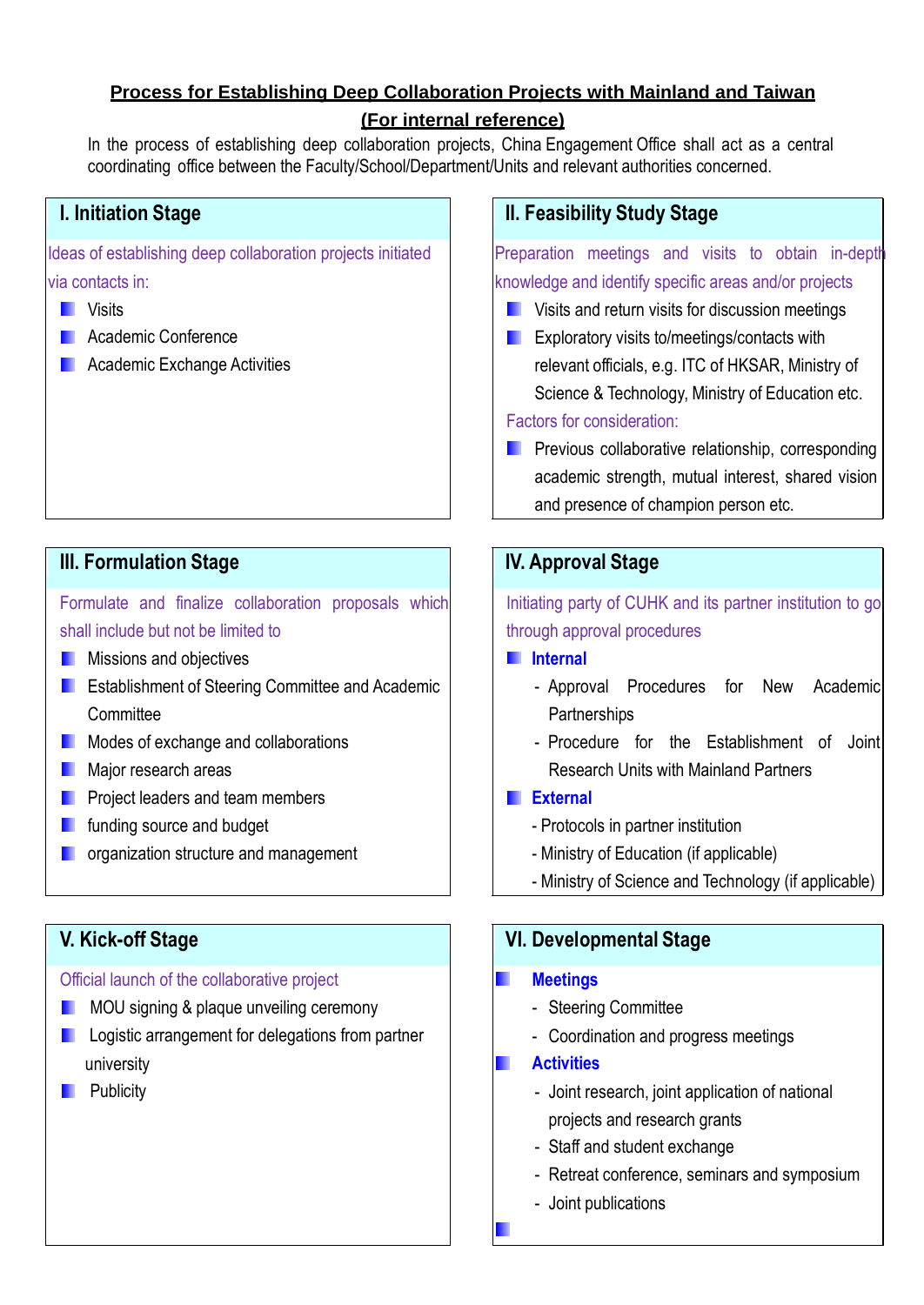# Process for Establishing Deep Collaboration Projects with Mainland and Taiwan

**(For internal reference)**

In the process of establishing deep collaboration projects, China Engagement Office shall act as a central coordinating office between the Faculty/School/Department/Units and relevant authorities concerned.

## I. Initiation Stage

Ideas of establishing deep collaboration projects initiated via contacts in:

- Visits
- Academic Conference
- Academic Exchange Activities

## II. Feasibility Study Stage

Preparation meetings and visits to obtain in-depth knowledge and identify specific areas and/or projects

- Visits and return visits for discussion meetings
- Exploratory visits to/meetings/contacts with relevant officials, e.g. ITC of HKSAR, Ministry of Science & Technology, Ministry of Education etc.

Factors for consideration:

- Previous collaborative relationship, corresponding academic strength, mutual interest, shared vision and presence of champion person etc.

## III. Formulation Stage

Formulate and finalize collaboration proposals which shall include but not be limited to

- Missions and objectives
- Establishment of Steering Committee and Academic Committee
- Modes of exchange and collaborations
- Major research areas
- Project leaders and team members
- funding source and budget
- organization structure and management

## IV. Approval Stage

Initiating party of CUHK and its partner institution to go through approval procedures

- **Internal**
  - Approval Procedures for New Academic Partnerships
  - Procedure for the Establishment of Joint Research Units with Mainland Partners
- **External**
  - Protocols in partner institution
  - Ministry of Education (if applicable)
  - Ministry of Science and Technology (if applicable)

## V. Kick-off Stage

Official launch of the collaborative project

- MOU signing & plaque unveiling ceremony
- Logistic arrangement for delegations from partner university
- Publicity

## VI. Developmental Stage

- **Meetings**
  - Steering Committee
  - Coordination and progress meetings
- **Activities**
  - Joint research, joint application of national projects and research grants
  - Staff and student exchange
  - Retreat conference, seminars and symposium
  - Joint publications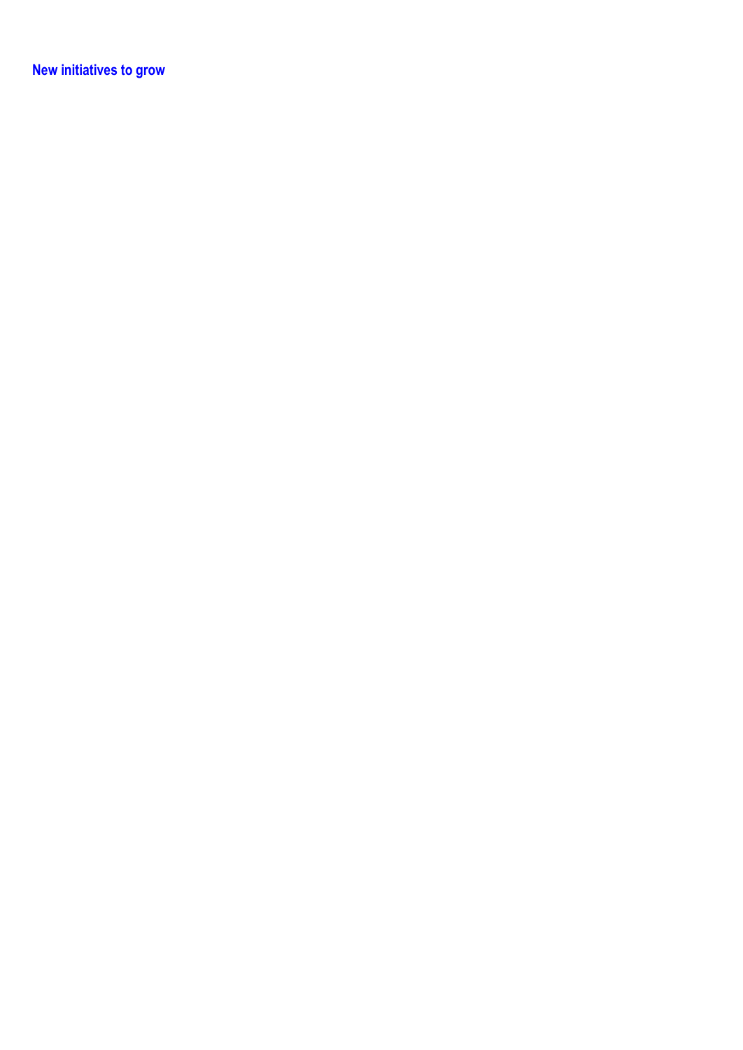### New initiatives to grow